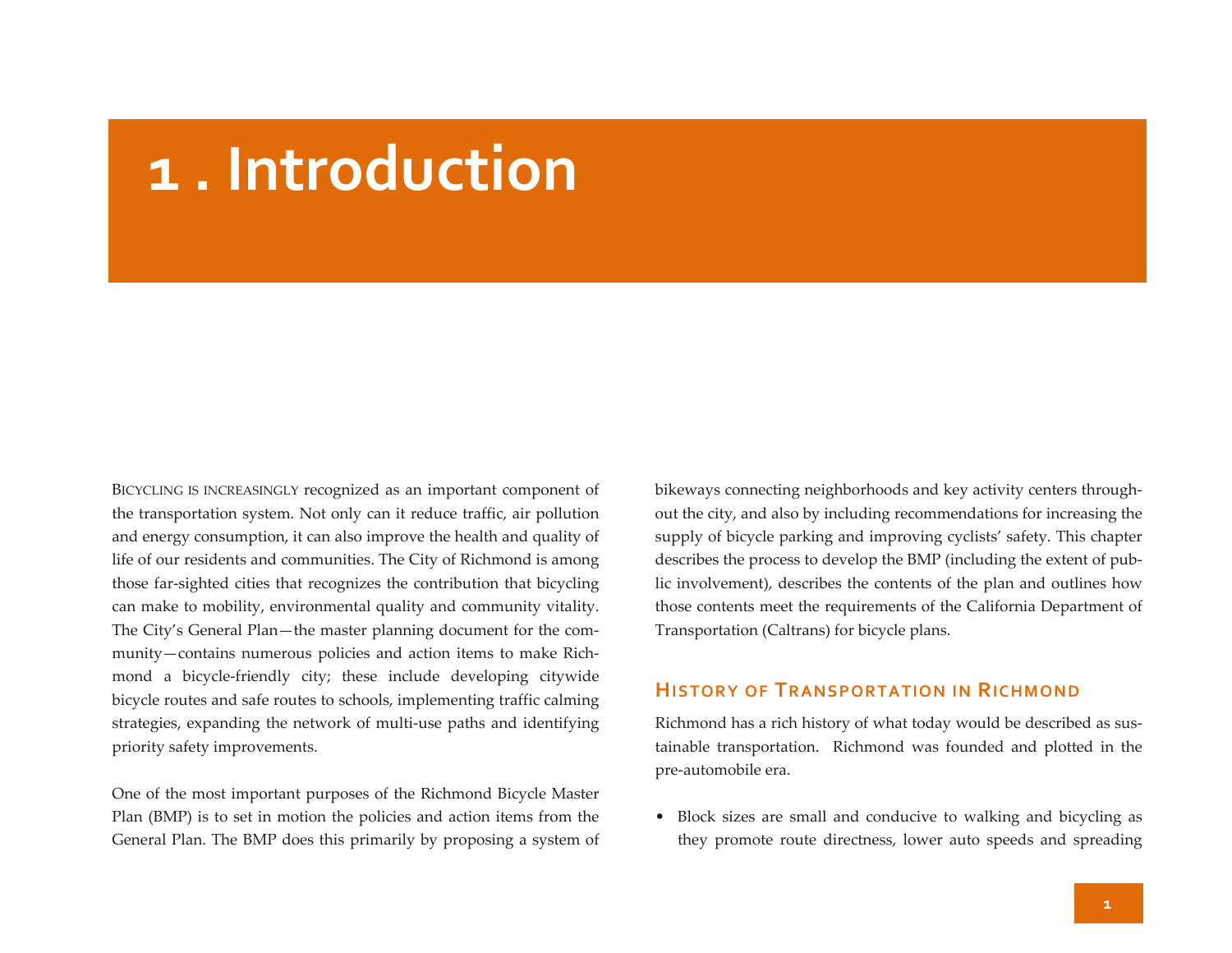# 1 . Introduction

Bicycling is increasingly recognized as an important component of the transportation system. Not only can it reduce traffic, air pollution and energy consumption, it can also improve the health and quality of life of our residents and communities. The City of Richmond is among those far-sighted cities that recognizes the contribution that bicycling can make to mobility, environmental quality and community vitality. The City's General Plan—the master planning document for the community—contains numerous policies and action items to make Richmond a bicycle-friendly city; these include developing citywide bicycle routes and safe routes to schools, implementing traffic calming strategies, expanding the network of multi-use paths and identifying priority safety improvements.

One of the most important purposes of the Richmond Bicycle Master Plan (BMP) is to set in motion the policies and action items from the General Plan. The BMP does this primarily by proposing a system of bikeways connecting neighborhoods and key activity centers throughout the city, and also by including recommendations for increasing the supply of bicycle parking and improving cyclists' safety. This chapter describes the process to develop the BMP (including the extent of public involvement), describes the contents of the plan and outlines how those contents meet the requirements of the California Department of Transportation (Caltrans) for bicycle plans.

## History of Transportation in Richmond

Richmond has a rich history of what today would be described as sustainable transportation. Richmond was founded and plotted in the pre-automobile era.

- Block sizes are small and conducive to walking and bicycling as they promote route directness, lower auto speeds and spreading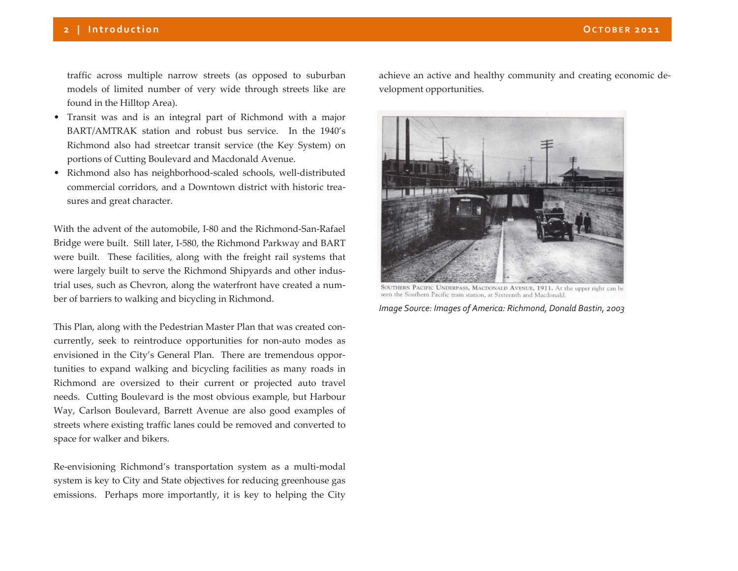traffic across multiple narrow streets (as opposed to suburban models of limited number of very wide through streets like are found in the Hilltop Area).

- Transit was and is an integral part of Richmond with a major BART/AMTRAK station and robust bus service. In the 1940's Richmond also had streetcar transit service (the Key System) on portions of Cutting Boulevard and Macdonald Avenue.
- Richmond also has neighborhood-scaled schools, well-distributed commercial corridors, and a Downtown district with historic treasures and great character.

With the advent of the automobile, I-80 and the Richmond-San-Rafael Bridge were built. Still later, I-580, the Richmond Parkway and BART were built. These facilities, along with the freight rail systems that were largely built to serve the Richmond Shipyards and other industrial uses, such as Chevron, along the waterfront have created a number of barriers to walking and bicycling in Richmond.

This Plan, along with the Pedestrian Master Plan that was created concurrently, seek to reintroduce opportunities for non-auto modes as envisioned in the City's General Plan. There are tremendous opportunities to expand walking and bicycling facilities as many roads in Richmond are oversized to their current or projected auto travel needs. Cutting Boulevard is the most obvious example, but Harbour Way, Carlson Boulevard, Barrett Avenue are also good examples of streets where existing traffic lanes could be removed and converted to space for walker and bikers.

Re-envisioning Richmond's transportation system as a multi-modal system is key to City and State objectives for reducing greenhouse gas emissions. Perhaps more importantly, it is key to helping the City achieve an active and healthy community and creating economic development opportunities.

SOUTHERN PACIFIC UNDERPASS, MACDONALD AVENUE, 1911. At the upper right can be seen the Southern Pacific train station, at Sixteenth and Macdonald.

*Image Source: Images of America: Richmond, Donald Bastin, 2003*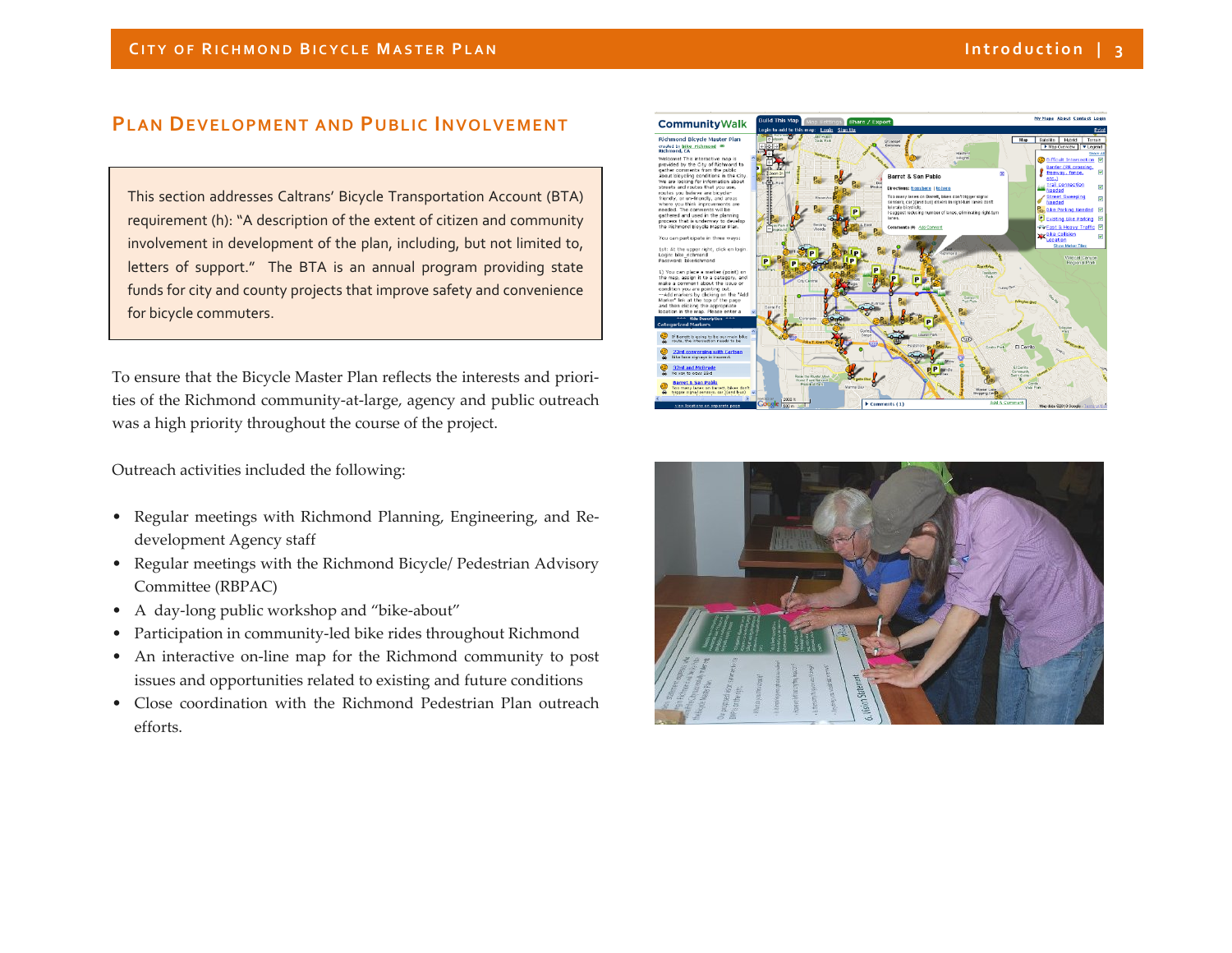## Plan Development and Public Involvement

> This section addresses Caltrans' Bicycle Transportation Account (BTA) requirement (h): "A description of the extent of citizen and community involvement in development of the plan, including, but not limited to, letters of support." The BTA is an annual program providing state funds for city and county projects that improve safety and convenience for bicycle commuters.

To ensure that the Bicycle Master Plan reflects the interests and priorities of the Richmond community-at-large, agency and public outreach was a high priority throughout the course of the project.

Outreach activities included the following:

- Regular meetings with Richmond Planning, Engineering, and Redevelopment Agency staff
- Regular meetings with the Richmond Bicycle/ Pedestrian Advisory Committee (RBPAC)
- A day-long public workshop and "bike-about"
- Participation in community-led bike rides throughout Richmond
- An interactive on-line map for the Richmond community to post issues and opportunities related to existing and future conditions
- Close coordination with the Richmond Pedestrian Plan outreach efforts.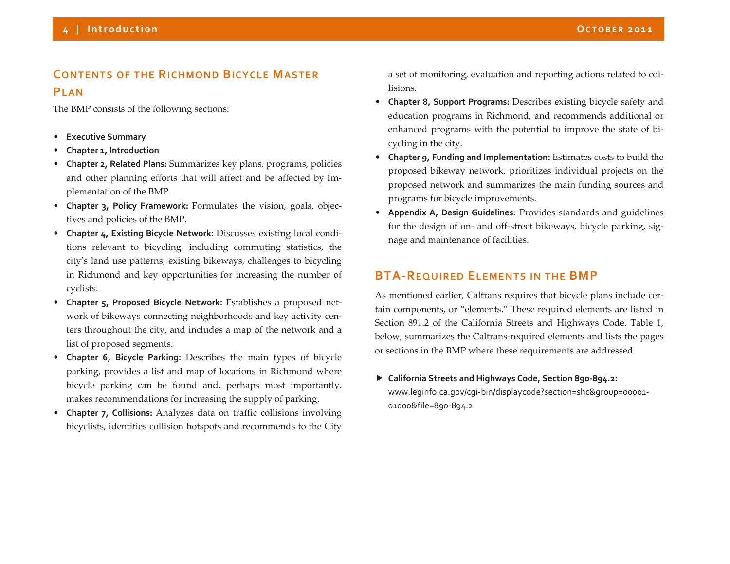## Contents of the Richmond Bicycle Master Plan

The BMP consists of the following sections:

- **Executive Summary**
- **Chapter 1, Introduction**
- **Chapter 2, Related Plans:** Summarizes key plans, programs, policies and other planning efforts that will affect and be affected by implementation of the BMP.
- **Chapter 3, Policy Framework:** Formulates the vision, goals, objectives and policies of the BMP.
- **Chapter 4, Existing Bicycle Network:** Discusses existing local conditions relevant to bicycling, including commuting statistics, the city's land use patterns, existing bikeways, challenges to bicycling in Richmond and key opportunities for increasing the number of cyclists.
- **Chapter 5, Proposed Bicycle Network:** Establishes a proposed network of bikeways connecting neighborhoods and key activity centers throughout the city, and includes a map of the network and a list of proposed segments.
- **Chapter 6, Bicycle Parking:** Describes the main types of bicycle parking, provides a list and map of locations in Richmond where bicycle parking can be found and, perhaps most importantly, makes recommendations for increasing the supply of parking.
- **Chapter 7, Collisions:** Analyzes data on traffic collisions involving bicyclists, identifies collision hotspots and recommends to the City a set of monitoring, evaluation and reporting actions related to collisions.
- **Chapter 8, Support Programs:** Describes existing bicycle safety and education programs in Richmond, and recommends additional or enhanced programs with the potential to improve the state of bicycling in the city.
- **Chapter 9, Funding and Implementation:** Estimates costs to build the proposed bikeway network, prioritizes individual projects on the proposed network and summarizes the main funding sources and programs for bicycle improvements.
- **Appendix A, Design Guidelines:** Provides standards and guidelines for the design of on- and off-street bikeways, bicycle parking, signage and maintenance of facilities.

## BTA-Required Elements in the BMP

As mentioned earlier, Caltrans requires that bicycle plans include certain components, or "elements." These required elements are listed in Section 891.2 of the California Streets and Highways Code. Table 1, below, summarizes the Caltrans-required elements and lists the pages or sections in the BMP where these requirements are addressed.

▶ **California Streets and Highways Code, Section 890-894.2:**
www.leginfo.ca.gov/cgi-bin/displaycode?section=shc&group=00001-01000&file=890-894.2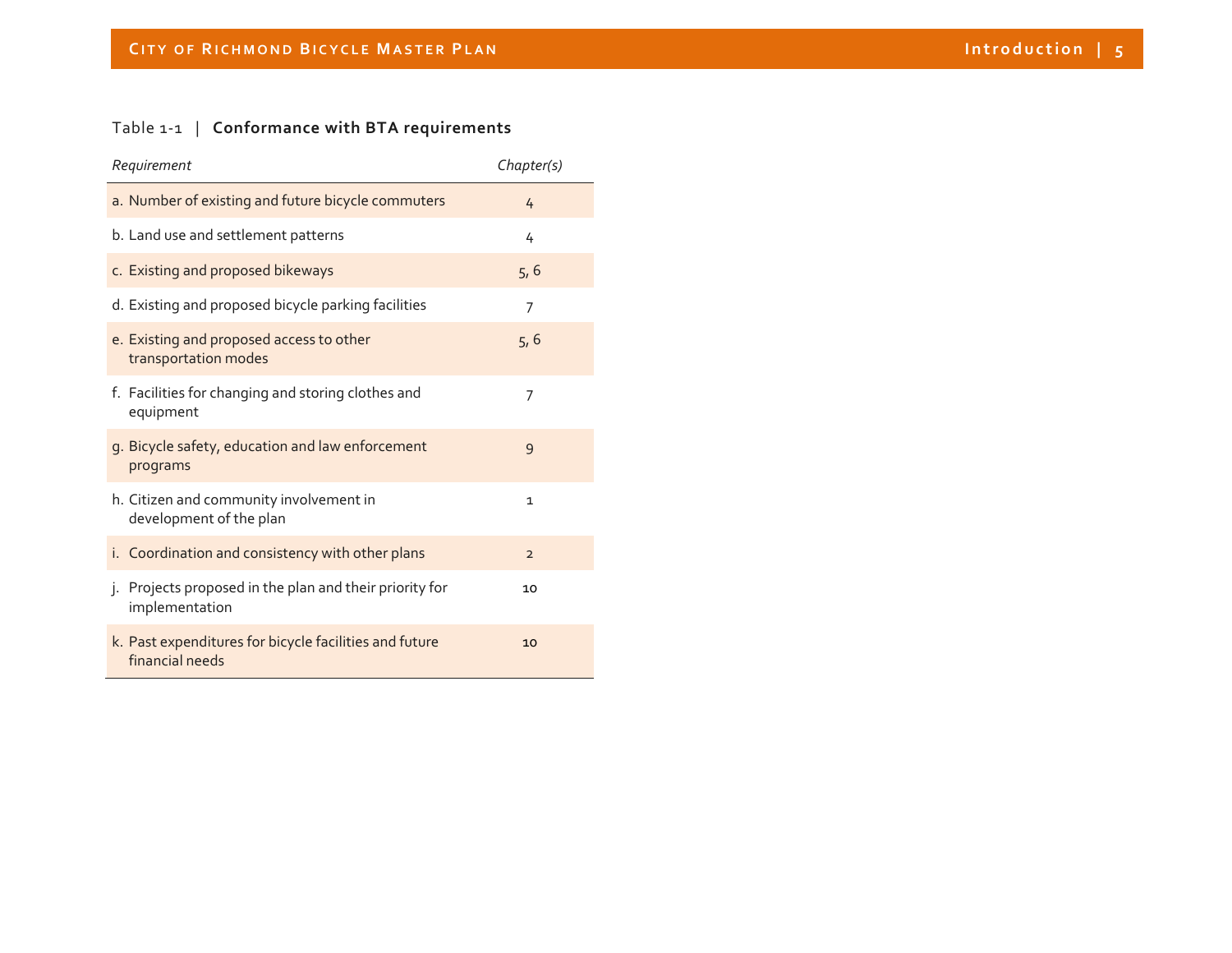Table 1-1 | **Conformance with BTA requirements**

| *Requirement* | *Chapter(s)* |
|---|---|
| a. Number of existing and future bicycle commuters | 4 |
| b. Land use and settlement patterns | 4 |
| c. Existing and proposed bikeways | 5, 6 |
| d. Existing and proposed bicycle parking facilities | 7 |
| e. Existing and proposed access to other transportation modes | 5, 6 |
| f. Facilities for changing and storing clothes and equipment | 7 |
| g. Bicycle safety, education and law enforcement programs | 9 |
| h. Citizen and community involvement in development of the plan | 1 |
| i. Coordination and consistency with other plans | 2 |
| j. Projects proposed in the plan and their priority for implementation | 10 |
| k. Past expenditures for bicycle facilities and future financial needs | 10 |